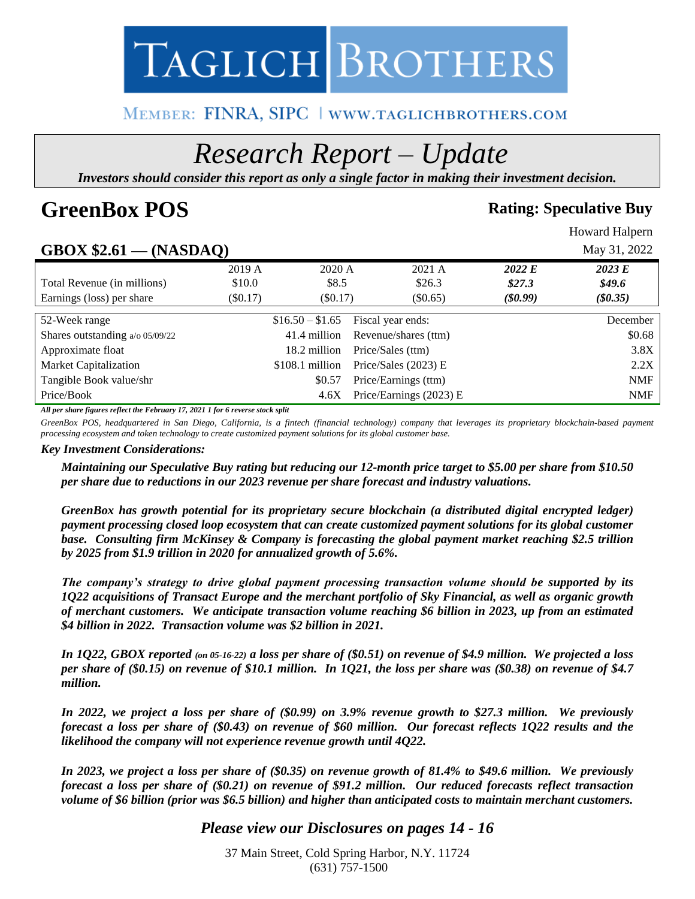# TAGLICH BROTHERS

MEMBER: FINRA, SIPC | WWW.TAGLICHBROTHERS.COM

# *Research Report – Update*

***Investors should consider this report as only a single factor in making their investment decision.***

## GreenBox POS

**Rating: Speculative Buy**

Howard Halpern

**GBOX $2.61 — (NASDAQ)**

May 31, 2022

| | 2019 A | 2020 A | 2021 A | *2022 E* | *2023 E* |
|---|---|---|---|---|---|
| Total Revenue (in millions) | $10.0 | $8.5 | $26.3 | *$27.3* | *$49.6* |
| Earnings (loss) per share | ($0.17) | ($0.17) | ($0.65) | *($0.99)* | *($0.35)* |

| | | | |
|---|---|---|---|
| 52-Week range | $16.50 – $1.65 | Fiscal year ends: | December |
| Shares outstanding a/o 05/09/22 | 41.4 million | Revenue/shares (ttm) | $0.68 |
| Approximate float | 18.2 million | Price/Sales (ttm) | 3.8X |
| Market Capitalization | $108.1 million | Price/Sales (2023) E | 2.2X |
| Tangible Book value/shr | $0.57 | Price/Earnings (ttm) | NMF |
| Price/Book | 4.6X | Price/Earnings (2023) E | NMF |

***All per share figures reflect the February 17, 2021 1 for 6 reverse stock split***

*GreenBox POS, headquartered in San Diego, California, is a fintech (financial technology) company that leverages its proprietary blockchain-based payment processing ecosystem and token technology to create customized payment solutions for its global customer base.*

***Key Investment Considerations:***

***Maintaining our Speculative Buy rating but reducing our 12-month price target to $5.00 per share from $10.50 per share due to reductions in our 2023 revenue per share forecast and industry valuations.***

***GreenBox has growth potential for its proprietary secure blockchain (a distributed digital encrypted ledger) payment processing closed loop ecosystem that can create customized payment solutions for its global customer base. Consulting firm McKinsey & Company is forecasting the global payment market reaching $2.5 trillion by 2025 from $1.9 trillion in 2020 for annualized growth of 5.6%.***

***The company's strategy to drive global payment processing transaction volume should be supported by its 1Q22 acquisitions of Transact Europe and the merchant portfolio of Sky Financial, as well as organic growth of merchant customers. We anticipate transaction volume reaching $6 billion in 2023, up from an estimated $4 billion in 2022. Transaction volume was $2 billion in 2021.***

***In 1Q22, GBOX reported (on 05-16-22) a loss per share of ($0.51) on revenue of $4.9 million. We projected a loss per share of ($0.15) on revenue of $10.1 million. In 1Q21, the loss per share was ($0.38) on revenue of $4.7 million.***

***In 2022, we project a loss per share of ($0.99) on 3.9% revenue growth to $27.3 million. We previously forecast a loss per share of ($0.43) on revenue of $60 million. Our forecast reflects 1Q22 results and the likelihood the company will not experience revenue growth until 4Q22.***

***In 2023, we project a loss per share of ($0.35) on revenue growth of 81.4% to $49.6 million. We previously forecast a loss per share of ($0.21) on revenue of $91.2 million. Our reduced forecasts reflect transaction volume of $6 billion (prior was $6.5 billion) and higher than anticipated costs to maintain merchant customers.***

***Please view our Disclosures on pages 14 - 16***

37 Main Street, Cold Spring Harbor, N.Y. 11724
(631) 757-1500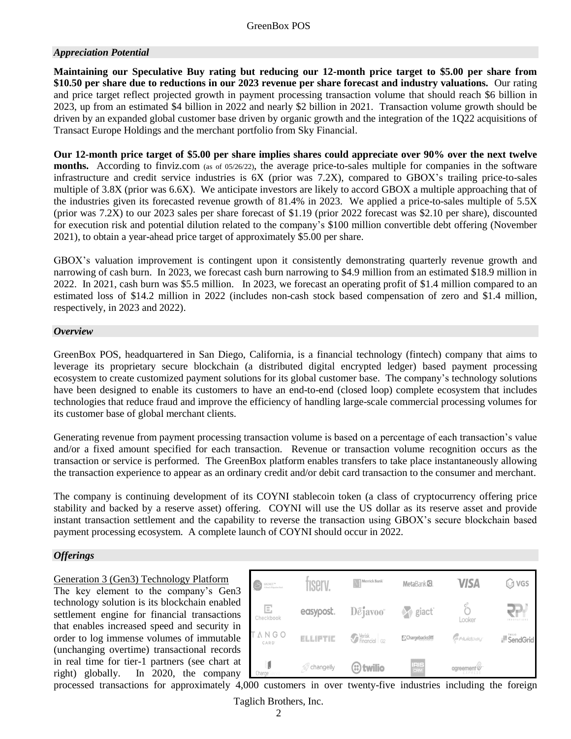### *Appreciation Potential*

**Maintaining our Speculative Buy rating but reducing our 12-month price target to $5.00 per share from $10.50 per share due to reductions in our 2023 revenue per share forecast and industry valuations.** Our rating and price target reflect projected growth in payment processing transaction volume that should reach $6 billion in 2023, up from an estimated $4 billion in 2022 and nearly $2 billion in 2021. Transaction volume growth should be driven by an expanded global customer base driven by organic growth and the integration of the 1Q22 acquisitions of Transact Europe Holdings and the merchant portfolio from Sky Financial.

**Our 12-month price target of $5.00 per share implies shares could appreciate over 90% over the next twelve months.** According to finviz.com (as of 05/26/22), the average price-to-sales multiple for companies in the software infrastructure and credit service industries is 6X (prior was 7.2X), compared to GBOX's trailing price-to-sales multiple of 3.8X (prior was 6.6X). We anticipate investors are likely to accord GBOX a multiple approaching that of the industries given its forecasted revenue growth of 81.4% in 2023. We applied a price-to-sales multiple of 5.5X (prior was 7.2X) to our 2023 sales per share forecast of $1.19 (prior 2022 forecast was $2.10 per share), discounted for execution risk and potential dilution related to the company's $100 million convertible debt offering (November 2021), to obtain a year-ahead price target of approximately $5.00 per share.

GBOX's valuation improvement is contingent upon it consistently demonstrating quarterly revenue growth and narrowing of cash burn. In 2023, we forecast cash burn narrowing to $4.9 million from an estimated $18.9 million in 2022. In 2021, cash burn was $5.5 million. In 2023, we forecast an operating profit of $1.4 million compared to an estimated loss of $14.2 million in 2022 (includes non-cash stock based compensation of zero and $1.4 million, respectively, in 2023 and 2022).

### *Overview*

GreenBox POS, headquartered in San Diego, California, is a financial technology (fintech) company that aims to leverage its proprietary secure blockchain (a distributed digital encrypted ledger) based payment processing ecosystem to create customized payment solutions for its global customer base. The company's technology solutions have been designed to enable its customers to have an end-to-end (closed loop) complete ecosystem that includes technologies that reduce fraud and improve the efficiency of handling large-scale commercial processing volumes for its customer base of global merchant clients.

Generating revenue from payment processing transaction volume is based on a percentage of each transaction's value and/or a fixed amount specified for each transaction. Revenue or transaction volume recognition occurs as the transaction or service is performed. The GreenBox platform enables transfers to take place instantaneously allowing the transaction experience to appear as an ordinary credit and/or debit card transaction to the consumer and merchant.

The company is continuing development of its COYNI stablecoin token (a class of cryptocurrency offering price stability and backed by a reserve asset) offering. COYNI will use the US dollar as its reserve asset and provide instant transaction settlement and the capability to reverse the transaction using GBOX's secure blockchain based payment processing ecosystem. A complete launch of COYNI should occur in 2022.

### *Offerings*

Generation 3 (Gen3) Technology Platform

The key element to the company's Gen3 technology solution is its blockchain enabled settlement engine for financial transactions that enables increased speed and security in order to log immense volumes of immutable (unchanging overtime) transactional records in real time for tier-1 partners (see chart at right) globally. In 2020, the company processed transactions for approximately 4,000 customers in over twenty-five industries including the foreign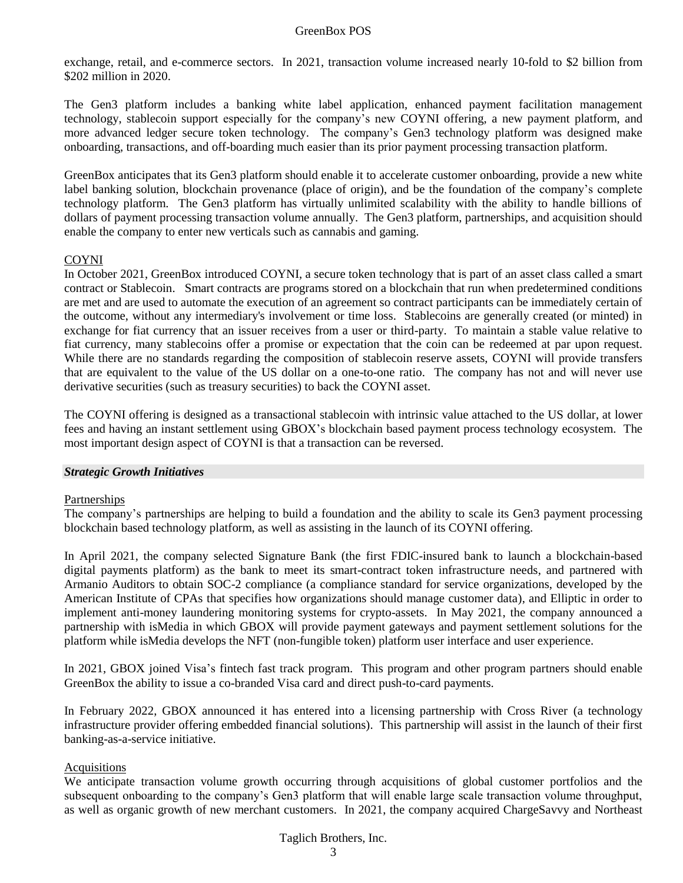exchange, retail, and e-commerce sectors. In 2021, transaction volume increased nearly 10-fold to \$2 billion from \$202 million in 2020.

The Gen3 platform includes a banking white label application, enhanced payment facilitation management technology, stablecoin support especially for the company's new COYNI offering, a new payment platform, and more advanced ledger secure token technology. The company's Gen3 technology platform was designed make onboarding, transactions, and off-boarding much easier than its prior payment processing transaction platform.

GreenBox anticipates that its Gen3 platform should enable it to accelerate customer onboarding, provide a new white label banking solution, blockchain provenance (place of origin), and be the foundation of the company's complete technology platform. The Gen3 platform has virtually unlimited scalability with the ability to handle billions of dollars of payment processing transaction volume annually. The Gen3 platform, partnerships, and acquisition should enable the company to enter new verticals such as cannabis and gaming.

<u>COYNI</u>

In October 2021, GreenBox introduced COYNI, a secure token technology that is part of an asset class called a smart contract or Stablecoin. Smart contracts are programs stored on a blockchain that run when predetermined conditions are met and are used to automate the execution of an agreement so contract participants can be immediately certain of the outcome, without any intermediary's involvement or time loss. Stablecoins are generally created (or minted) in exchange for fiat currency that an issuer receives from a user or third-party. To maintain a stable value relative to fiat currency, many stablecoins offer a promise or expectation that the coin can be redeemed at par upon request. While there are no standards regarding the composition of stablecoin reserve assets, COYNI will provide transfers that are equivalent to the value of the US dollar on a one-to-one ratio. The company has not and will never use derivative securities (such as treasury securities) to back the COYNI asset.

The COYNI offering is designed as a transactional stablecoin with intrinsic value attached to the US dollar, at lower fees and having an instant settlement using GBOX's blockchain based payment process technology ecosystem. The most important design aspect of COYNI is that a transaction can be reversed.

### ***Strategic Growth Initiatives***

<u>Partnerships</u>

The company's partnerships are helping to build a foundation and the ability to scale its Gen3 payment processing blockchain based technology platform, as well as assisting in the launch of its COYNI offering.

In April 2021, the company selected Signature Bank (the first FDIC-insured bank to launch a blockchain-based digital payments platform) as the bank to meet its smart-contract token infrastructure needs, and partnered with Armanio Auditors to obtain SOC-2 compliance (a compliance standard for service organizations, developed by the American Institute of CPAs that specifies how organizations should manage customer data), and Elliptic in order to implement anti-money laundering monitoring systems for crypto-assets. In May 2021, the company announced a partnership with isMedia in which GBOX will provide payment gateways and payment settlement solutions for the platform while isMedia develops the NFT (non-fungible token) platform user interface and user experience.

In 2021, GBOX joined Visa's fintech fast track program. This program and other program partners should enable GreenBox the ability to issue a co-branded Visa card and direct push-to-card payments.

In February 2022, GBOX announced it has entered into a licensing partnership with Cross River (a technology infrastructure provider offering embedded financial solutions). This partnership will assist in the launch of their first banking-as-a-service initiative.

<u>Acquisitions</u>

We anticipate transaction volume growth occurring through acquisitions of global customer portfolios and the subsequent onboarding to the company's Gen3 platform that will enable large scale transaction volume throughput, as well as organic growth of new merchant customers. In 2021, the company acquired ChargeSavvy and Northeast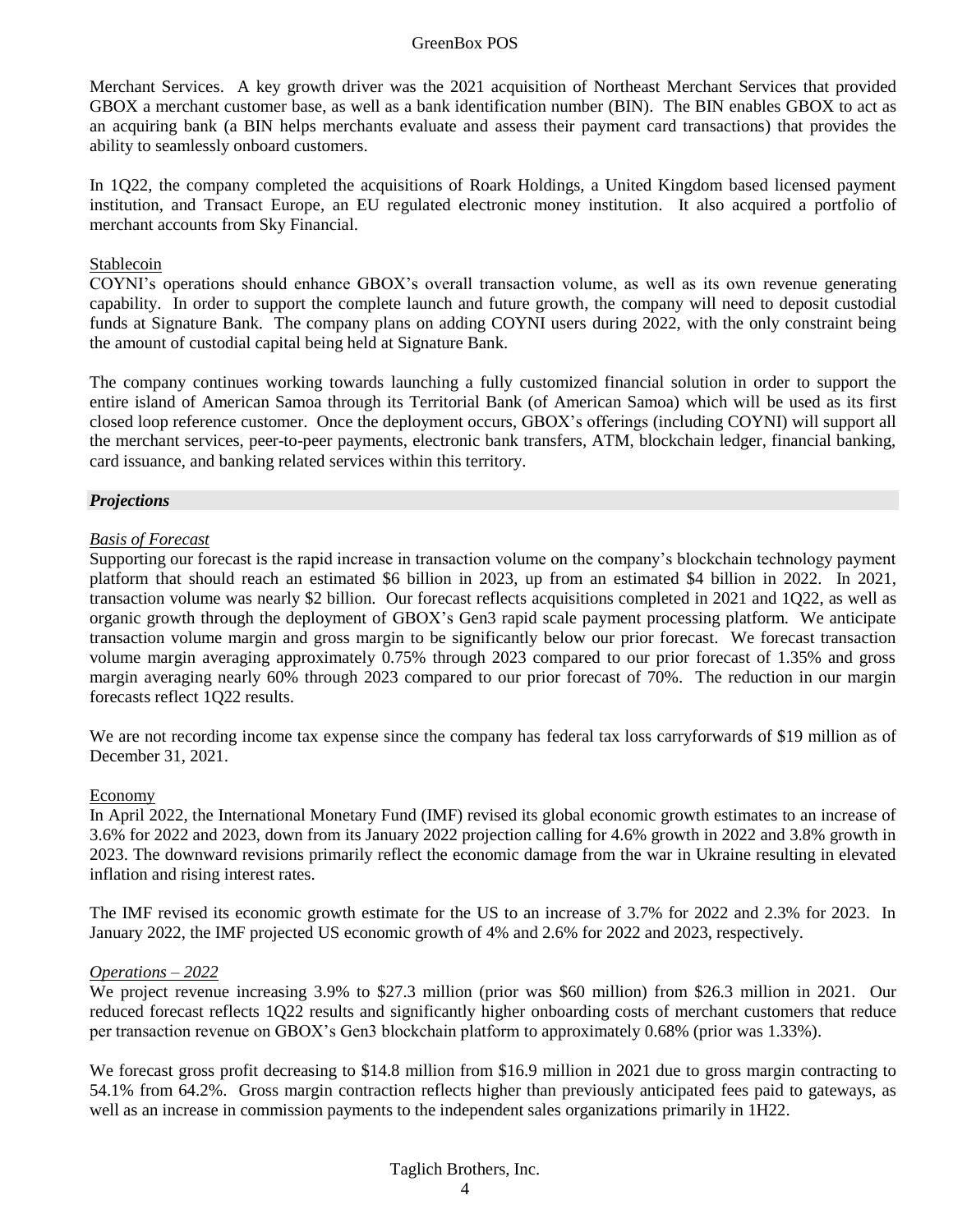Merchant Services. A key growth driver was the 2021 acquisition of Northeast Merchant Services that provided GBOX a merchant customer base, as well as a bank identification number (BIN). The BIN enables GBOX to act as an acquiring bank (a BIN helps merchants evaluate and assess their payment card transactions) that provides the ability to seamlessly onboard customers.

In 1Q22, the company completed the acquisitions of Roark Holdings, a United Kingdom based licensed payment institution, and Transact Europe, an EU regulated electronic money institution. It also acquired a portfolio of merchant accounts from Sky Financial.

Stablecoin

COYNI's operations should enhance GBOX's overall transaction volume, as well as its own revenue generating capability. In order to support the complete launch and future growth, the company will need to deposit custodial funds at Signature Bank. The company plans on adding COYNI users during 2022, with the only constraint being the amount of custodial capital being held at Signature Bank.

The company continues working towards launching a fully customized financial solution in order to support the entire island of American Samoa through its Territorial Bank (of American Samoa) which will be used as its first closed loop reference customer. Once the deployment occurs, GBOX's offerings (including COYNI) will support all the merchant services, peer-to-peer payments, electronic bank transfers, ATM, blockchain ledger, financial banking, card issuance, and banking related services within this territory.

## *Projections*

*Basis of Forecast*

Supporting our forecast is the rapid increase in transaction volume on the company's blockchain technology payment platform that should reach an estimated $6 billion in 2023, up from an estimated $4 billion in 2022. In 2021, transaction volume was nearly $2 billion. Our forecast reflects acquisitions completed in 2021 and 1Q22, as well as organic growth through the deployment of GBOX's Gen3 rapid scale payment processing platform. We anticipate transaction volume margin and gross margin to be significantly below our prior forecast. We forecast transaction volume margin averaging approximately 0.75% through 2023 compared to our prior forecast of 1.35% and gross margin averaging nearly 60% through 2023 compared to our prior forecast of 70%. The reduction in our margin forecasts reflect 1Q22 results.

We are not recording income tax expense since the company has federal tax loss carryforwards of $19 million as of December 31, 2021.

Economy

In April 2022, the International Monetary Fund (IMF) revised its global economic growth estimates to an increase of 3.6% for 2022 and 2023, down from its January 2022 projection calling for 4.6% growth in 2022 and 3.8% growth in 2023. The downward revisions primarily reflect the economic damage from the war in Ukraine resulting in elevated inflation and rising interest rates.

The IMF revised its economic growth estimate for the US to an increase of 3.7% for 2022 and 2.3% for 2023. In January 2022, the IMF projected US economic growth of 4% and 2.6% for 2022 and 2023, respectively.

*Operations – 2022*

We project revenue increasing 3.9% to $27.3 million (prior was $60 million) from $26.3 million in 2021. Our reduced forecast reflects 1Q22 results and significantly higher onboarding costs of merchant customers that reduce per transaction revenue on GBOX's Gen3 blockchain platform to approximately 0.68% (prior was 1.33%).

We forecast gross profit decreasing to $14.8 million from $16.9 million in 2021 due to gross margin contracting to 54.1% from 64.2%. Gross margin contraction reflects higher than previously anticipated fees paid to gateways, as well as an increase in commission payments to the independent sales organizations primarily in 1H22.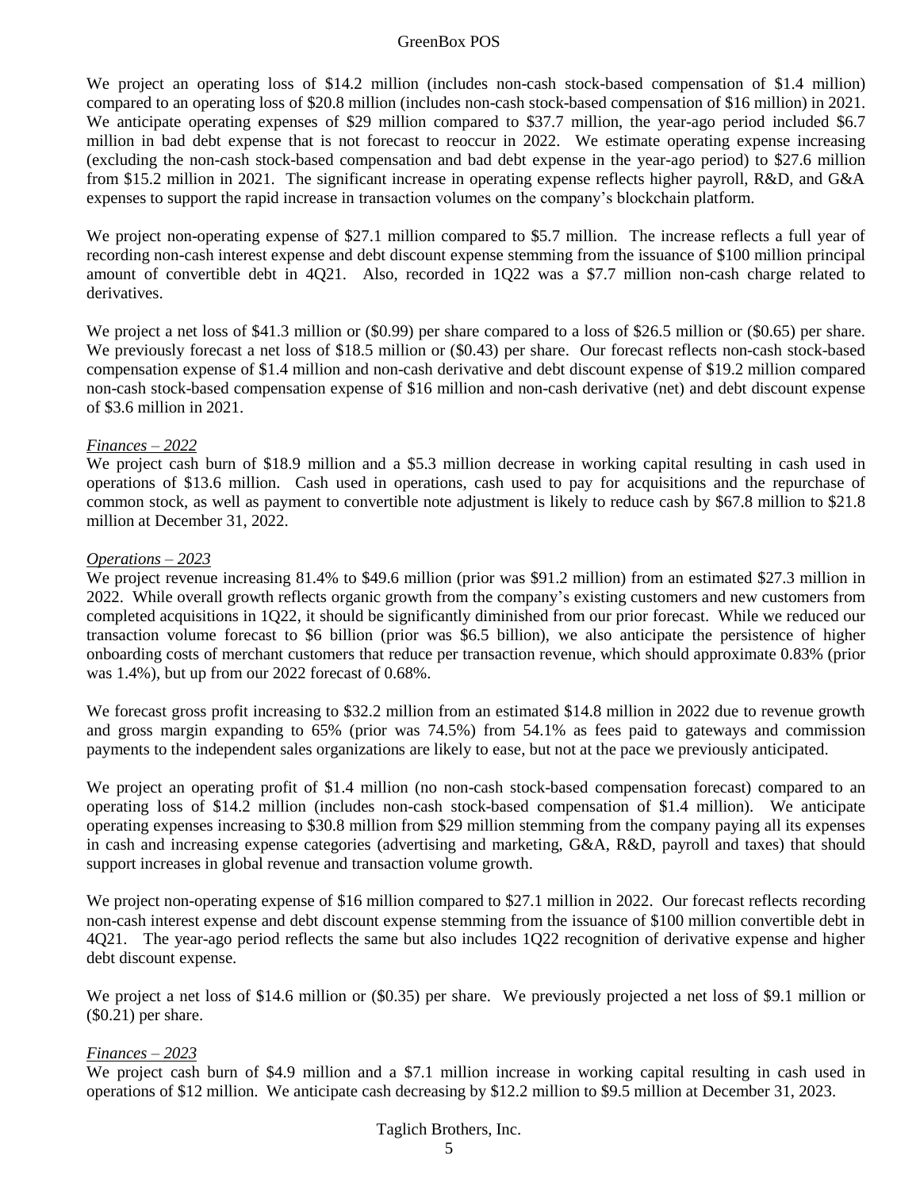We project an operating loss of $14.2 million (includes non-cash stock-based compensation of $1.4 million) compared to an operating loss of $20.8 million (includes non-cash stock-based compensation of $16 million) in 2021. We anticipate operating expenses of $29 million compared to $37.7 million, the year-ago period included $6.7 million in bad debt expense that is not forecast to reoccur in 2022. We estimate operating expense increasing (excluding the non-cash stock-based compensation and bad debt expense in the year-ago period) to $27.6 million from $15.2 million in 2021. The significant increase in operating expense reflects higher payroll, R&D, and G&A expenses to support the rapid increase in transaction volumes on the company's blockchain platform.

We project non-operating expense of $27.1 million compared to $5.7 million. The increase reflects a full year of recording non-cash interest expense and debt discount expense stemming from the issuance of $100 million principal amount of convertible debt in 4Q21. Also, recorded in 1Q22 was a $7.7 million non-cash charge related to derivatives.

We project a net loss of $41.3 million or ($0.99) per share compared to a loss of $26.5 million or ($0.65) per share. We previously forecast a net loss of $18.5 million or ($0.43) per share. Our forecast reflects non-cash stock-based compensation expense of $1.4 million and non-cash derivative and debt discount expense of $19.2 million compared non-cash stock-based compensation expense of $16 million and non-cash derivative (net) and debt discount expense of $3.6 million in 2021.

*Finances – 2022*

We project cash burn of $18.9 million and a $5.3 million decrease in working capital resulting in cash used in operations of $13.6 million. Cash used in operations, cash used to pay for acquisitions and the repurchase of common stock, as well as payment to convertible note adjustment is likely to reduce cash by $67.8 million to $21.8 million at December 31, 2022.

*Operations – 2023*

We project revenue increasing 81.4% to $49.6 million (prior was $91.2 million) from an estimated $27.3 million in 2022. While overall growth reflects organic growth from the company's existing customers and new customers from completed acquisitions in 1Q22, it should be significantly diminished from our prior forecast. While we reduced our transaction volume forecast to $6 billion (prior was $6.5 billion), we also anticipate the persistence of higher onboarding costs of merchant customers that reduce per transaction revenue, which should approximate 0.83% (prior was 1.4%), but up from our 2022 forecast of 0.68%.

We forecast gross profit increasing to $32.2 million from an estimated $14.8 million in 2022 due to revenue growth and gross margin expanding to 65% (prior was 74.5%) from 54.1% as fees paid to gateways and commission payments to the independent sales organizations are likely to ease, but not at the pace we previously anticipated.

We project an operating profit of $1.4 million (no non-cash stock-based compensation forecast) compared to an operating loss of $14.2 million (includes non-cash stock-based compensation of $1.4 million). We anticipate operating expenses increasing to $30.8 million from $29 million stemming from the company paying all its expenses in cash and increasing expense categories (advertising and marketing, G&A, R&D, payroll and taxes) that should support increases in global revenue and transaction volume growth.

We project non-operating expense of $16 million compared to $27.1 million in 2022. Our forecast reflects recording non-cash interest expense and debt discount expense stemming from the issuance of $100 million convertible debt in 4Q21. The year-ago period reflects the same but also includes 1Q22 recognition of derivative expense and higher debt discount expense.

We project a net loss of $14.6 million or ($0.35) per share. We previously projected a net loss of $9.1 million or ($0.21) per share.

*Finances – 2023*

We project cash burn of $4.9 million and a $7.1 million increase in working capital resulting in cash used in operations of $12 million. We anticipate cash decreasing by $12.2 million to $9.5 million at December 31, 2023.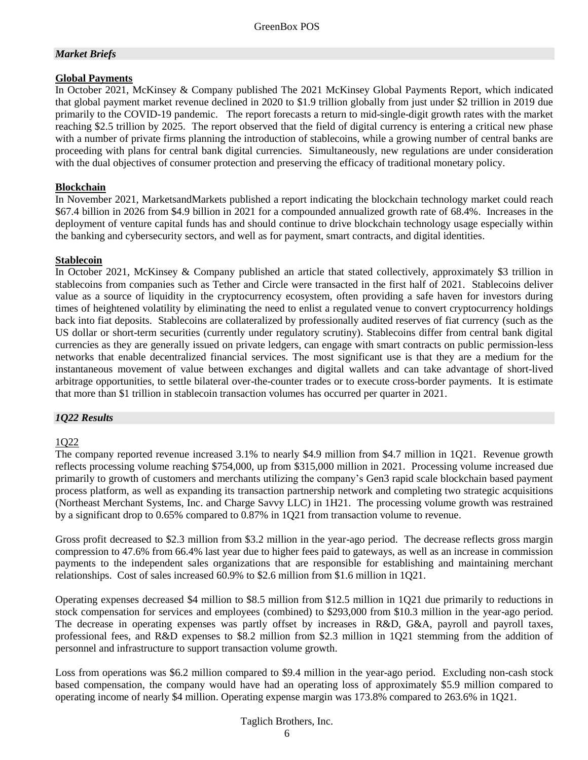## *Market Briefs*

**Global Payments**

In October 2021, McKinsey & Company published The 2021 McKinsey Global Payments Report, which indicated that global payment market revenue declined in 2020 to $1.9 trillion globally from just under $2 trillion in 2019 due primarily to the COVID-19 pandemic. The report forecasts a return to mid-single-digit growth rates with the market reaching $2.5 trillion by 2025. The report observed that the field of digital currency is entering a critical new phase with a number of private firms planning the introduction of stablecoins, while a growing number of central banks are proceeding with plans for central bank digital currencies. Simultaneously, new regulations are under consideration with the dual objectives of consumer protection and preserving the efficacy of traditional monetary policy.

**Blockchain**

In November 2021, MarketsandMarkets published a report indicating the blockchain technology market could reach $67.4 billion in 2026 from $4.9 billion in 2021 for a compounded annualized growth rate of 68.4%. Increases in the deployment of venture capital funds has and should continue to drive blockchain technology usage especially within the banking and cybersecurity sectors, and well as for payment, smart contracts, and digital identities.

**Stablecoin**

In October 2021, McKinsey & Company published an article that stated collectively, approximately $3 trillion in stablecoins from companies such as Tether and Circle were transacted in the first half of 2021. Stablecoins deliver value as a source of liquidity in the cryptocurrency ecosystem, often providing a safe haven for investors during times of heightened volatility by eliminating the need to enlist a regulated venue to convert cryptocurrency holdings back into fiat deposits. Stablecoins are collateralized by professionally audited reserves of fiat currency (such as the US dollar or short-term securities (currently under regulatory scrutiny). Stablecoins differ from central bank digital currencies as they are generally issued on private ledgers, can engage with smart contracts on public permission-less networks that enable decentralized financial services. The most significant use is that they are a medium for the instantaneous movement of value between exchanges and digital wallets and can take advantage of short-lived arbitrage opportunities, to settle bilateral over-the-counter trades or to execute cross-border payments. It is estimate that more than $1 trillion in stablecoin transaction volumes has occurred per quarter in 2021.

## *1Q22 Results*

1Q22

The company reported revenue increased 3.1% to nearly $4.9 million from $4.7 million in 1Q21. Revenue growth reflects processing volume reaching $754,000, up from $315,000 million in 2021. Processing volume increased due primarily to growth of customers and merchants utilizing the company's Gen3 rapid scale blockchain based payment process platform, as well as expanding its transaction partnership network and completing two strategic acquisitions (Northeast Merchant Systems, Inc. and Charge Savvy LLC) in 1H21. The processing volume growth was restrained by a significant drop to 0.65% compared to 0.87% in 1Q21 from transaction volume to revenue.

Gross profit decreased to $2.3 million from $3.2 million in the year-ago period. The decrease reflects gross margin compression to 47.6% from 66.4% last year due to higher fees paid to gateways, as well as an increase in commission payments to the independent sales organizations that are responsible for establishing and maintaining merchant relationships. Cost of sales increased 60.9% to $2.6 million from $1.6 million in 1Q21.

Operating expenses decreased $4 million to $8.5 million from $12.5 million in 1Q21 due primarily to reductions in stock compensation for services and employees (combined) to $293,000 from $10.3 million in the year-ago period. The decrease in operating expenses was partly offset by increases in R&D, G&A, payroll and payroll taxes, professional fees, and R&D expenses to $8.2 million from $2.3 million in 1Q21 stemming from the addition of personnel and infrastructure to support transaction volume growth.

Loss from operations was $6.2 million compared to $9.4 million in the year-ago period. Excluding non-cash stock based compensation, the company would have had an operating loss of approximately $5.9 million compared to operating income of nearly $4 million. Operating expense margin was 173.8% compared to 263.6% in 1Q21.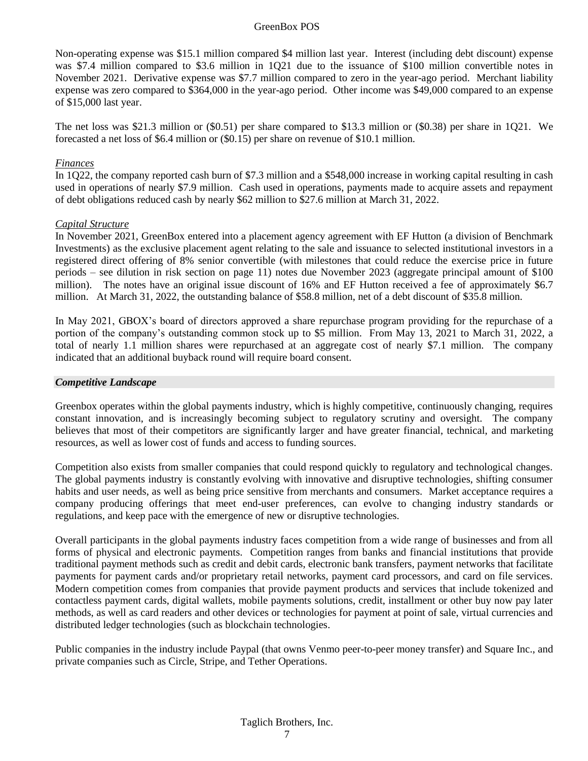Non-operating expense was $15.1 million compared $4 million last year. Interest (including debt discount) expense was $7.4 million compared to $3.6 million in 1Q21 due to the issuance of $100 million convertible notes in November 2021. Derivative expense was $7.7 million compared to zero in the year-ago period. Merchant liability expense was zero compared to $364,000 in the year-ago period. Other income was $49,000 compared to an expense of $15,000 last year.

The net loss was $21.3 million or ($0.51) per share compared to $13.3 million or ($0.38) per share in 1Q21. We forecasted a net loss of $6.4 million or ($0.15) per share on revenue of $10.1 million.

*Finances*

In 1Q22, the company reported cash burn of $7.3 million and a $548,000 increase in working capital resulting in cash used in operations of nearly $7.9 million. Cash used in operations, payments made to acquire assets and repayment of debt obligations reduced cash by nearly $62 million to $27.6 million at March 31, 2022.

*Capital Structure*

In November 2021, GreenBox entered into a placement agency agreement with EF Hutton (a division of Benchmark Investments) as the exclusive placement agent relating to the sale and issuance to selected institutional investors in a registered direct offering of 8% senior convertible (with milestones that could reduce the exercise price in future periods – see dilution in risk section on page 11) notes due November 2023 (aggregate principal amount of $100 million). The notes have an original issue discount of 16% and EF Hutton received a fee of approximately $6.7 million. At March 31, 2022, the outstanding balance of $58.8 million, net of a debt discount of $35.8 million.

In May 2021, GBOX's board of directors approved a share repurchase program providing for the repurchase of a portion of the company's outstanding common stock up to $5 million. From May 13, 2021 to March 31, 2022, a total of nearly 1.1 million shares were repurchased at an aggregate cost of nearly $7.1 million. The company indicated that an additional buyback round will require board consent.

## *Competitive Landscape*

Greenbox operates within the global payments industry, which is highly competitive, continuously changing, requires constant innovation, and is increasingly becoming subject to regulatory scrutiny and oversight. The company believes that most of their competitors are significantly larger and have greater financial, technical, and marketing resources, as well as lower cost of funds and access to funding sources.

Competition also exists from smaller companies that could respond quickly to regulatory and technological changes. The global payments industry is constantly evolving with innovative and disruptive technologies, shifting consumer habits and user needs, as well as being price sensitive from merchants and consumers. Market acceptance requires a company producing offerings that meet end-user preferences, can evolve to changing industry standards or regulations, and keep pace with the emergence of new or disruptive technologies.

Overall participants in the global payments industry faces competition from a wide range of businesses and from all forms of physical and electronic payments. Competition ranges from banks and financial institutions that provide traditional payment methods such as credit and debit cards, electronic bank transfers, payment networks that facilitate payments for payment cards and/or proprietary retail networks, payment card processors, and card on file services. Modern competition comes from companies that provide payment products and services that include tokenized and contactless payment cards, digital wallets, mobile payments solutions, credit, installment or other buy now pay later methods, as well as card readers and other devices or technologies for payment at point of sale, virtual currencies and distributed ledger technologies (such as blockchain technologies.

Public companies in the industry include Paypal (that owns Venmo peer-to-peer money transfer) and Square Inc., and private companies such as Circle, Stripe, and Tether Operations.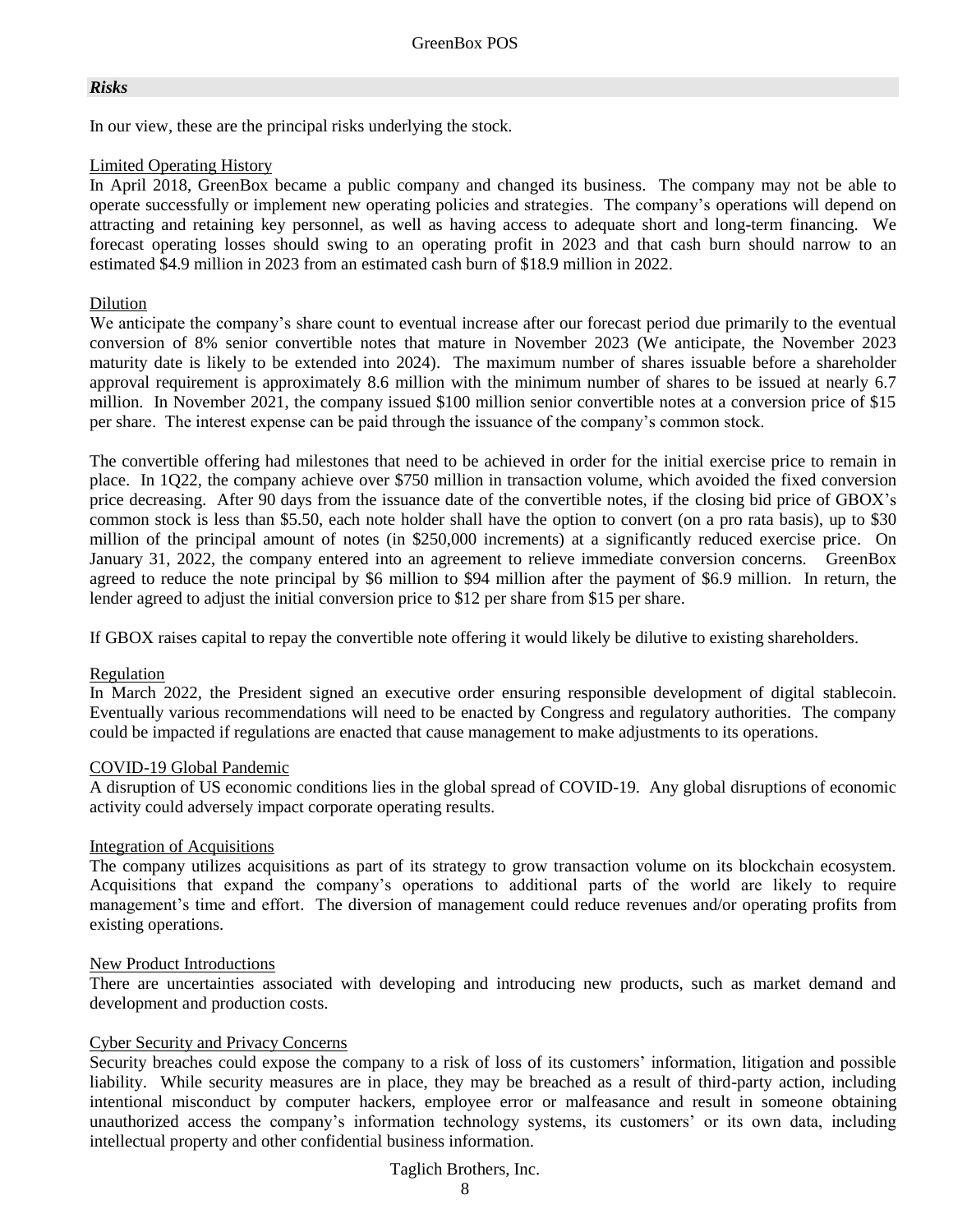## *Risks*

In our view, these are the principal risks underlying the stock.

Limited Operating History

In April 2018, GreenBox became a public company and changed its business. The company may not be able to operate successfully or implement new operating policies and strategies. The company's operations will depend on attracting and retaining key personnel, as well as having access to adequate short and long-term financing. We forecast operating losses should swing to an operating profit in 2023 and that cash burn should narrow to an estimated $4.9 million in 2023 from an estimated cash burn of $18.9 million in 2022.

Dilution

We anticipate the company's share count to eventual increase after our forecast period due primarily to the eventual conversion of 8% senior convertible notes that mature in November 2023 (We anticipate, the November 2023 maturity date is likely to be extended into 2024). The maximum number of shares issuable before a shareholder approval requirement is approximately 8.6 million with the minimum number of shares to be issued at nearly 6.7 million. In November 2021, the company issued $100 million senior convertible notes at a conversion price of $15 per share. The interest expense can be paid through the issuance of the company's common stock.

The convertible offering had milestones that need to be achieved in order for the initial exercise price to remain in place. In 1Q22, the company achieve over $750 million in transaction volume, which avoided the fixed conversion price decreasing. After 90 days from the issuance date of the convertible notes, if the closing bid price of GBOX's common stock is less than $5.50, each note holder shall have the option to convert (on a pro rata basis), up to $30 million of the principal amount of notes (in $250,000 increments) at a significantly reduced exercise price. On January 31, 2022, the company entered into an agreement to relieve immediate conversion concerns. GreenBox agreed to reduce the note principal by $6 million to $94 million after the payment of $6.9 million. In return, the lender agreed to adjust the initial conversion price to $12 per share from $15 per share.

If GBOX raises capital to repay the convertible note offering it would likely be dilutive to existing shareholders.

Regulation

In March 2022, the President signed an executive order ensuring responsible development of digital stablecoin. Eventually various recommendations will need to be enacted by Congress and regulatory authorities. The company could be impacted if regulations are enacted that cause management to make adjustments to its operations.

COVID-19 Global Pandemic

A disruption of US economic conditions lies in the global spread of COVID-19. Any global disruptions of economic activity could adversely impact corporate operating results.

Integration of Acquisitions

The company utilizes acquisitions as part of its strategy to grow transaction volume on its blockchain ecosystem. Acquisitions that expand the company's operations to additional parts of the world are likely to require management's time and effort. The diversion of management could reduce revenues and/or operating profits from existing operations.

New Product Introductions

There are uncertainties associated with developing and introducing new products, such as market demand and development and production costs.

Cyber Security and Privacy Concerns

Security breaches could expose the company to a risk of loss of its customers' information, litigation and possible liability. While security measures are in place, they may be breached as a result of third-party action, including intentional misconduct by computer hackers, employee error or malfeasance and result in someone obtaining unauthorized access the company's information technology systems, its customers' or its own data, including intellectual property and other confidential business information.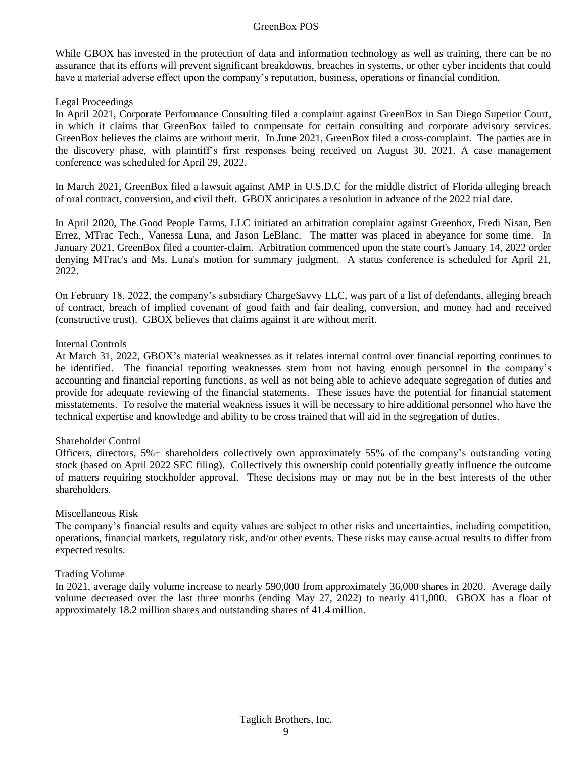While GBOX has invested in the protection of data and information technology as well as training, there can be no assurance that its efforts will prevent significant breakdowns, breaches in systems, or other cyber incidents that could have a material adverse effect upon the company's reputation, business, operations or financial condition.

## Legal Proceedings

In April 2021, Corporate Performance Consulting filed a complaint against GreenBox in San Diego Superior Court, in which it claims that GreenBox failed to compensate for certain consulting and corporate advisory services. GreenBox believes the claims are without merit. In June 2021, GreenBox filed a cross-complaint. The parties are in the discovery phase, with plaintiff's first responses being received on August 30, 2021. A case management conference was scheduled for April 29, 2022.

In March 2021, GreenBox filed a lawsuit against AMP in U.S.D.C for the middle district of Florida alleging breach of oral contract, conversion, and civil theft. GBOX anticipates a resolution in advance of the 2022 trial date.

In April 2020, The Good People Farms, LLC initiated an arbitration complaint against Greenbox, Fredi Nisan, Ben Errez, MTrac Tech., Vanessa Luna, and Jason LeBlanc. The matter was placed in abeyance for some time. In January 2021, GreenBox filed a counter-claim. Arbitration commenced upon the state court's January 14, 2022 order denying MTrac's and Ms. Luna's motion for summary judgment. A status conference is scheduled for April 21, 2022.

On February 18, 2022, the company's subsidiary ChargeSavvy LLC, was part of a list of defendants, alleging breach of contract, breach of implied covenant of good faith and fair dealing, conversion, and money had and received (constructive trust). GBOX believes that claims against it are without merit.

## Internal Controls

At March 31, 2022, GBOX's material weaknesses as it relates internal control over financial reporting continues to be identified. The financial reporting weaknesses stem from not having enough personnel in the company's accounting and financial reporting functions, as well as not being able to achieve adequate segregation of duties and provide for adequate reviewing of the financial statements. These issues have the potential for financial statement misstatements. To resolve the material weakness issues it will be necessary to hire additional personnel who have the technical expertise and knowledge and ability to be cross trained that will aid in the segregation of duties.

## Shareholder Control

Officers, directors, 5%+ shareholders collectively own approximately 55% of the company's outstanding voting stock (based on April 2022 SEC filing). Collectively this ownership could potentially greatly influence the outcome of matters requiring stockholder approval. These decisions may or may not be in the best interests of the other shareholders.

## Miscellaneous Risk

The company's financial results and equity values are subject to other risks and uncertainties, including competition, operations, financial markets, regulatory risk, and/or other events. These risks may cause actual results to differ from expected results.

## Trading Volume

In 2021, average daily volume increase to nearly 590,000 from approximately 36,000 shares in 2020. Average daily volume decreased over the last three months (ending May 27, 2022) to nearly 411,000. GBOX has a float of approximately 18.2 million shares and outstanding shares of 41.4 million.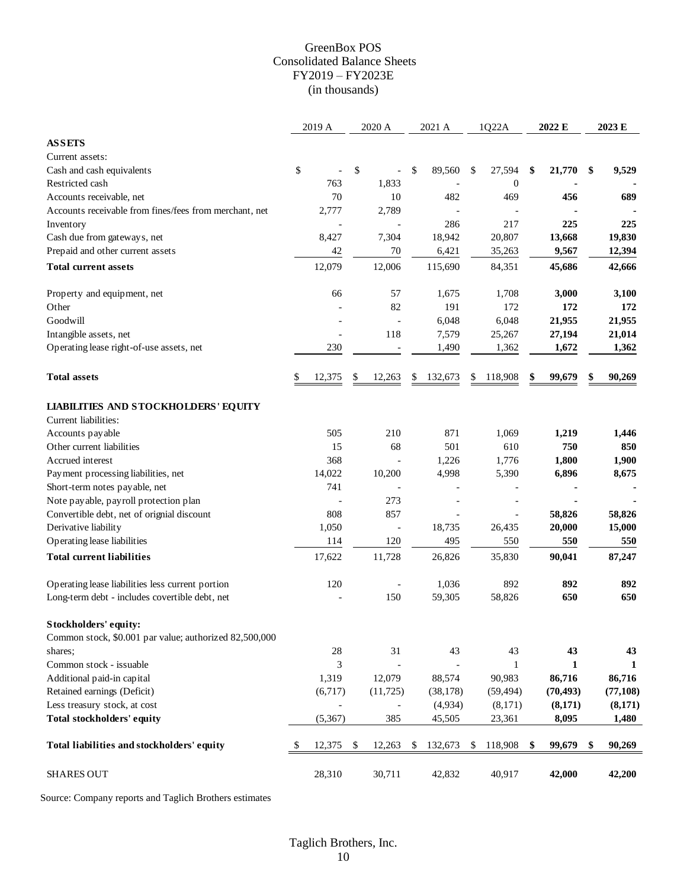# GreenBox POS
## Consolidated Balance Sheets
## FY2019 – FY2023E
## (in thousands)

| | 2019 A | 2020 A | 2021 A | 1Q22A | **2022 E** | **2023 E** |
|---|---|---|---|---|---|---|
| **ASSETS** | | | | | | |
| Current assets: | | | | | | |
| Cash and cash equivalents | $ - | $ - | $ 89,560 | $ 27,594 | **$ 21,770** | **$ 9,529** |
| Restricted cash | 763 | 1,833 | - | 0 | **-** | **-** |
| Accounts receivable, net | 70 | 10 | 482 | 469 | **456** | **689** |
| Accounts receivable from fines/fees from merchant, net | 2,777 | 2,789 | - | - | **-** | **-** |
| Inventory | - | - | 286 | 217 | **225** | **225** |
| Cash due from gateways, net | 8,427 | 7,304 | 18,942 | 20,807 | **13,668** | **19,830** |
| Prepaid and other current assets | 42 | 70 | 6,421 | 35,263 | **9,567** | **12,394** |
| **Total current assets** | 12,079 | 12,006 | 115,690 | 84,351 | **45,686** | **42,666** |
| Property and equipment, net | 66 | 57 | 1,675 | 1,708 | **3,000** | **3,100** |
| Other | - | 82 | 191 | 172 | **172** | **172** |
| Goodwill | - | - | 6,048 | 6,048 | **21,955** | **21,955** |
| Intangible assets, net | - | 118 | 7,579 | 25,267 | **27,194** | **21,014** |
| Operating lease right-of-use assets, net | 230 | - | 1,490 | 1,362 | **1,672** | **1,362** |
| **Total assets** | $ 12,375 | $ 12,263 | $ 132,673 | $ 118,908 | **$ 99,679** | **$ 90,269** |
| **LIABILITIES AND STOCKHOLDERS' EQUITY** | | | | | | |
| Current liabilities: | | | | | | |
| Accounts payable | 505 | 210 | 871 | 1,069 | **1,219** | **1,446** |
| Other current liabilities | 15 | 68 | 501 | 610 | **750** | **850** |
| Accrued interest | 368 | - | 1,226 | 1,776 | **1,800** | **1,900** |
| Payment processing liabilities, net | 14,022 | 10,200 | 4,998 | 5,390 | **6,896** | **8,675** |
| Short-term notes payable, net | 741 | - | - | - | **-** | **-** |
| Note payable, payroll protection plan | - | 273 | - | - | **-** | **-** |
| Convertible debt, net of orignial discount | 808 | 857 | - | - | **58,826** | **58,826** |
| Derivative liability | 1,050 | - | 18,735 | 26,435 | **20,000** | **15,000** |
| Operating lease liabilities | 114 | 120 | 495 | 550 | **550** | **550** |
| **Total current liabilities** | 17,622 | 11,728 | 26,826 | 35,830 | **90,041** | **87,247** |
| Operating lease liabilities less current portion | 120 | - | 1,036 | 892 | **892** | **892** |
| Long-term debt - includes covertible debt, net | - | 150 | 59,305 | 58,826 | **650** | **650** |
| **Stockholders' equity:** | | | | | | |
| Common stock, $0.001 par value; authorized 82,500,000 shares; | 28 | 31 | 43 | 43 | **43** | **43** |
| Common stock - issuable | 3 | - | - | 1 | **1** | **1** |
| Additional paid-in capital | 1,319 | 12,079 | 88,574 | 90,983 | **86,716** | **86,716** |
| Retained earnings (Deficit) | (6,717) | (11,725) | (38,178) | (59,494) | **(70,493)** | **(77,108)** |
| Less treasury stock, at cost | - | - | (4,934) | (8,171) | **(8,171)** | **(8,171)** |
| **Total stockholders' equity** | (5,367) | 385 | 45,505 | 23,361 | **8,095** | **1,480** |
| **Total liabilities and stockholders' equity** | $ 12,375 | $ 12,263 | $ 132,673 | $ 118,908 | **$ 99,679** | **$ 90,269** |
| SHARES OUT | 28,310 | 30,711 | 42,832 | 40,917 | **42,000** | **42,200** |

Source: Company reports and Taglich Brothers estimates

Taglich Brothers, Inc.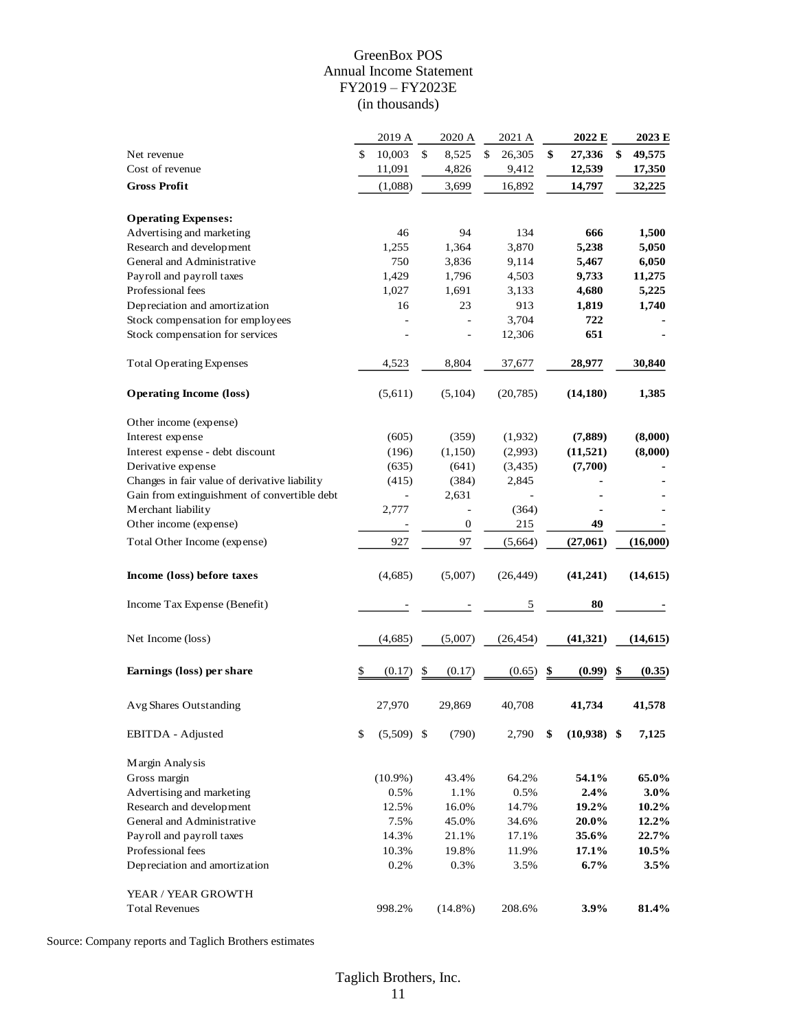# GreenBox POS
## Annual Income Statement
## FY2019 – FY2023E
## (in thousands)

| | 2019 A | 2020 A | 2021 A | **2022 E** | **2023 E** |
|---|---|---|---|---|---|
| Net revenue | $ 10,003 | $ 8,525 | $ 26,305 | **$ 27,336** | **$ 49,575** |
| Cost of revenue | 11,091 | 4,826 | 9,412 | **12,539** | **17,350** |
| **Gross Profit** | (1,088) | 3,699 | 16,892 | **14,797** | **32,225** |
| | | | | | |
| **Operating Expenses:** | | | | | |
| Advertising and marketing | 46 | 94 | 134 | **666** | **1,500** |
| Research and development | 1,255 | 1,364 | 3,870 | **5,238** | **5,050** |
| General and Administrative | 750 | 3,836 | 9,114 | **5,467** | **6,050** |
| Payroll and payroll taxes | 1,429 | 1,796 | 4,503 | **9,733** | **11,275** |
| Professional fees | 1,027 | 1,691 | 3,133 | **4,680** | **5,225** |
| Depreciation and amortization | 16 | 23 | 913 | **1,819** | **1,740** |
| Stock compensation for employees | - | - | 3,704 | **722** | **-** |
| Stock compensation for services | - | - | 12,306 | **651** | **-** |
| | | | | | |
| Total Operating Expenses | 4,523 | 8,804 | 37,677 | **28,977** | **30,840** |
| | | | | | |
| **Operating Income (loss)** | (5,611) | (5,104) | (20,785) | **(14,180)** | **1,385** |
| | | | | | |
| Other income (expense) | | | | | |
| Interest expense | (605) | (359) | (1,932) | **(7,889)** | **(8,000)** |
| Interest expense - debt discount | (196) | (1,150) | (2,993) | **(11,521)** | **(8,000)** |
| Derivative expense | (635) | (641) | (3,435) | **(7,700)** | **-** |
| Changes in fair value of derivative liability | (415) | (384) | 2,845 | **-** | **-** |
| Gain from extinguishment of convertible debt | - | 2,631 | - | **-** | **-** |
| Merchant liability | 2,777 | - | (364) | **-** | **-** |
| Other income (expense) | - | 0 | 215 | **49** | **-** |
| Total Other Income (expense) | 927 | 97 | (5,664) | **(27,061)** | **(16,000)** |
| | | | | | |
| **Income (loss) before taxes** | (4,685) | (5,007) | (26,449) | **(41,241)** | **(14,615)** |
| | | | | | |
| Income Tax Expense (Benefit) | - | - | 5 | **80** | **-** |
| | | | | | |
| Net Income (loss) | (4,685) | (5,007) | (26,454) | **(41,321)** | **(14,615)** |
| | | | | | |
| **Earnings (loss) per share** | $ (0.17) | $ (0.17) | (0.65) | **$ (0.99)** | **$ (0.35)** |
| | | | | | |
| Avg Shares Outstanding | 27,970 | 29,869 | 40,708 | **41,734** | **41,578** |
| | | | | | |
| EBITDA - Adjusted | $ (5,509) | $ (790) | 2,790 | **$ (10,938)** | **$ 7,125** |
| | | | | | |
| Margin Analysis | | | | | |
| Gross margin | (10.9%) | 43.4% | 64.2% | **54.1%** | **65.0%** |
| Advertising and marketing | 0.5% | 1.1% | 0.5% | **2.4%** | **3.0%** |
| Research and development | 12.5% | 16.0% | 14.7% | **19.2%** | **10.2%** |
| General and Administrative | 7.5% | 45.0% | 34.6% | **20.0%** | **12.2%** |
| Payroll and payroll taxes | 14.3% | 21.1% | 17.1% | **35.6%** | **22.7%** |
| Professional fees | 10.3% | 19.8% | 11.9% | **17.1%** | **10.5%** |
| Depreciation and amortization | 0.2% | 0.3% | 3.5% | **6.7%** | **3.5%** |
| | | | | | |
| YEAR / YEAR GROWTH | | | | | |
| Total Revenues | 998.2% | (14.8%) | 208.6% | **3.9%** | **81.4%** |

Source: Company reports and Taglich Brothers estimates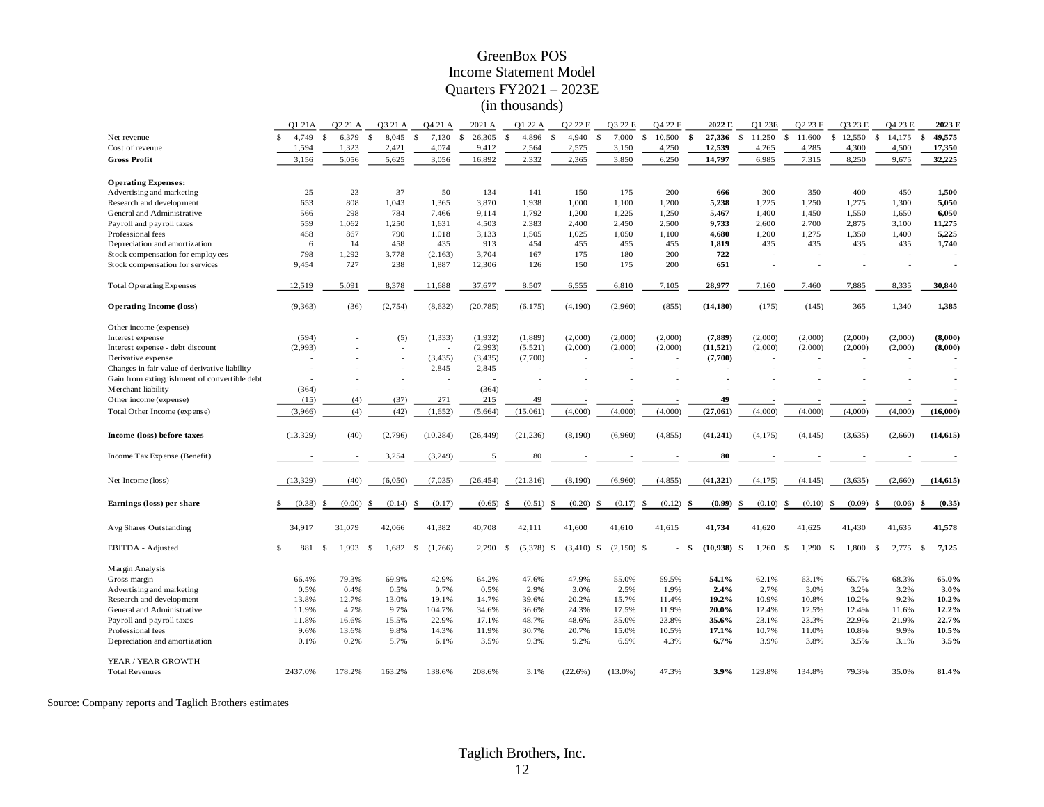# GreenBox POS
## Income Statement Model
## Quarters FY2021 – 2023E
## (in thousands)

| | Q1 21A | Q2 21 A | Q3 21 A | Q4 21 A | 2021 A | Q1 22 A | Q2 22 E | Q3 22 E | Q4 22 E | **2022 E** | Q1 23E | Q2 23 E | Q3 23 E | Q4 23 E | **2023 E** |
|---|---|---|---|---|---|---|---|---|---|---|---|---|---|---|---|
| Net revenue | $ 4,749 | $ 6,379 | $ 8,045 | $ 7,130 | $ 26,305 | $ 4,896 | $ 4,940 | $ 7,000 | $ 10,500 | **$ 27,336** | $ 11,250 | $ 11,600 | $ 12,550 | $ 14,175 | **$ 49,575** |
| Cost of revenue | 1,594 | 1,323 | 2,421 | 4,074 | 9,412 | 2,564 | 2,575 | 3,150 | 4,250 | **12,539** | 4,265 | 4,285 | 4,300 | 4,500 | **17,350** |
| **Gross Profit** | 3,156 | 5,056 | 5,625 | 3,056 | 16,892 | 2,332 | 2,365 | 3,850 | 6,250 | **14,797** | 6,985 | 7,315 | 8,250 | 9,675 | **32,225** |
| **Operating Expenses:** | | | | | | | | | | | | | | | |
| Advertising and marketing | 25 | 23 | 37 | 50 | 134 | 141 | 150 | 175 | 200 | **666** | 300 | 350 | 400 | 450 | **1,500** |
| Research and development | 653 | 808 | 1,043 | 1,365 | 3,870 | 1,938 | 1,000 | 1,100 | 1,200 | **5,238** | 1,225 | 1,250 | 1,275 | 1,300 | **5,050** |
| General and Administrative | 566 | 298 | 784 | 7,466 | 9,114 | 1,792 | 1,200 | 1,225 | 1,250 | **5,467** | 1,400 | 1,450 | 1,550 | 1,650 | **6,050** |
| Payroll and payroll taxes | 559 | 1,062 | 1,250 | 1,631 | 4,503 | 2,383 | 2,400 | 2,450 | 2,500 | **9,733** | 2,600 | 2,700 | 2,875 | 3,100 | **11,275** |
| Professional fees | 458 | 867 | 790 | 1,018 | 3,133 | 1,505 | 1,025 | 1,050 | 1,100 | **4,680** | 1,200 | 1,275 | 1,350 | 1,400 | **5,225** |
| Depreciation and amortization | 6 | 14 | 458 | 435 | 913 | 454 | 455 | 455 | 455 | **1,819** | 435 | 435 | 435 | 435 | **1,740** |
| Stock compensation for employees | 798 | 1,292 | 3,778 | (2,163) | 3,704 | 167 | 175 | 180 | 200 | **722** | - | - | - | - | **-** |
| Stock compensation for services | 9,454 | 727 | 238 | 1,887 | 12,306 | 126 | 150 | 175 | 200 | **651** | - | - | - | - | **-** |
| Total Operating Expenses | 12,519 | 5,091 | 8,378 | 11,688 | 37,677 | 8,507 | 6,555 | 6,810 | 7,105 | **28,977** | 7,160 | 7,460 | 7,885 | 8,335 | **30,840** |
| **Operating Income (loss)** | (9,363) | (36) | (2,754) | (8,632) | (20,785) | (6,175) | (4,190) | (2,960) | (855) | **(14,180)** | (175) | (145) | 365 | 1,340 | **1,385** |
| Other income (expense) | | | | | | | | | | | | | | | |
| Interest expense | (594) | - | (5) | (1,333) | (1,932) | (1,889) | (2,000) | (2,000) | (2,000) | **(7,889)** | (2,000) | (2,000) | (2,000) | (2,000) | **(8,000)** |
| Interest expense - debt discount | (2,993) | - | - | - | (2,993) | (5,521) | (2,000) | (2,000) | (2,000) | **(11,521)** | (2,000) | (2,000) | (2,000) | (2,000) | **(8,000)** |
| Derivative expense | - | - | - | (3,435) | (3,435) | (7,700) | - | - | - | **(7,700)** | - | - | - | - | **-** |
| Changes in fair value of derivative liability | - | - | - | 2,845 | 2,845 | - | - | - | - | **-** | - | - | - | - | **-** |
| Gain from extinguishment of convertible debt | - | - | - | - | - | - | - | - | - | **-** | - | - | - | - | **-** |
| Merchant liability | (364) | - | - | - | (364) | - | - | - | - | **-** | - | - | - | - | **-** |
| Other income (expense) | (15) | (4) | (37) | 271 | 215 | 49 | - | - | - | **49** | - | - | - | - | **-** |
| Total Other Income (expense) | (3,966) | (4) | (42) | (1,652) | (5,664) | (15,061) | (4,000) | (4,000) | (4,000) | **(27,061)** | (4,000) | (4,000) | (4,000) | (4,000) | **(16,000)** |
| **Income (loss) before taxes** | (13,329) | (40) | (2,796) | (10,284) | (26,449) | (21,236) | (8,190) | (6,960) | (4,855) | **(41,241)** | (4,175) | (4,145) | (3,635) | (2,660) | **(14,615)** |
| Income Tax Expense (Benefit) | - | - | 3,254 | (3,249) | 5 | 80 | - | - | - | **80** | - | - | - | - | **-** |
| Net Income (loss) | (13,329) | (40) | (6,050) | (7,035) | (26,454) | (21,316) | (8,190) | (6,960) | (4,855) | **(41,321)** | (4,175) | (4,145) | (3,635) | (2,660) | **(14,615)** |
| **Earnings (loss) per share** | $ (0.38) | $ (0.00) | $ (0.14) | $ (0.17) | (0.65) | $ (0.51) | $ (0.20) | $ (0.17) | $ (0.12) | **$ (0.99)** | $ (0.10) | $ (0.10) | $ (0.09) | $ (0.06) | **$ (0.35)** |
| Avg Shares Outstanding | 34,917 | 31,079 | 42,066 | 41,382 | 40,708 | 42,111 | 41,600 | 41,610 | 41,615 | **41,734** | 41,620 | 41,625 | 41,430 | 41,635 | **41,578** |
| EBITDA - Adjusted | $ 881 | $ 1,993 | $ 1,682 | $ (1,766) | 2,790 | $ (5,378) | $ (3,410) | $ (2,150) | $ - | **$ (10,938)** | $ 1,260 | $ 1,290 | $ 1,800 | $ 2,775 | **$ 7,125** |
| Margin Analysis | | | | | | | | | | | | | | | |
| Gross margin | 66.4% | 79.3% | 69.9% | 42.9% | 64.2% | 47.6% | 47.9% | 55.0% | 59.5% | **54.1%** | 62.1% | 63.1% | 65.7% | 68.3% | **65.0%** |
| Advertising and marketing | 0.5% | 0.4% | 0.5% | 0.7% | 0.5% | 2.9% | 3.0% | 2.5% | 1.9% | **2.4%** | 2.7% | 3.0% | 3.2% | 3.2% | **3.0%** |
| Research and development | 13.8% | 12.7% | 13.0% | 19.1% | 14.7% | 39.6% | 20.2% | 15.7% | 11.4% | **19.2%** | 10.9% | 10.8% | 10.2% | 9.2% | **10.2%** |
| General and Administrative | 11.9% | 4.7% | 9.7% | 104.7% | 34.6% | 36.6% | 24.3% | 17.5% | 11.9% | **20.0%** | 12.4% | 12.5% | 12.4% | 11.6% | **12.2%** |
| Payroll and payroll taxes | 11.8% | 16.6% | 15.5% | 22.9% | 17.1% | 48.7% | 48.6% | 35.0% | 23.8% | **35.6%** | 23.1% | 23.3% | 22.9% | 21.9% | **22.7%** |
| Professional fees | 9.6% | 13.6% | 9.8% | 14.3% | 11.9% | 30.7% | 20.7% | 15.0% | 10.5% | **17.1%** | 10.7% | 11.0% | 10.8% | 9.9% | **10.5%** |
| Depreciation and amortization | 0.1% | 0.2% | 5.7% | 6.1% | 3.5% | 9.3% | 9.2% | 6.5% | 4.3% | **6.7%** | 3.9% | 3.8% | 3.5% | 3.1% | **3.5%** |
| YEAR / YEAR GROWTH | | | | | | | | | | | | | | | |
| Total Revenues | 2437.0% | 178.2% | 163.2% | 138.6% | 208.6% | 3.1% | (22.6%) | (13.0%) | 47.3% | **3.9%** | 129.8% | 134.8% | 79.3% | 35.0% | **81.4%** |

Source: Company reports and Taglich Brothers estimates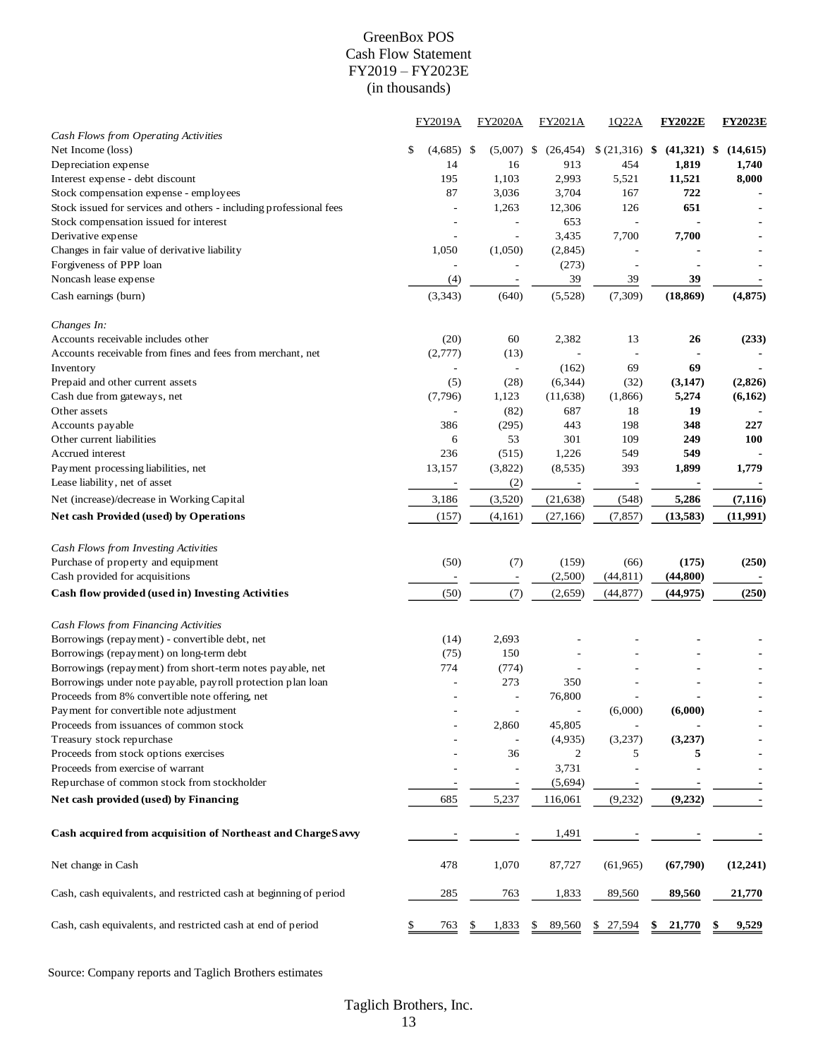# GreenBox POS
## Cash Flow Statement
## FY2019 – FY2023E
## (in thousands)

| | FY2019A | FY2020A | FY2021A | 1Q22A | **FY2022E** | **FY2023E** |
|---|---|---|---|---|---|---|
| *Cash Flows from Operating Activities* | | | | | | |
| Net Income (loss) | $ (4,685) | $ (5,007) | $ (26,454) | $ (21,316) | **$ (41,321)** | **$ (14,615)** |
| Depreciation expense | 14 | 16 | 913 | 454 | **1,819** | **1,740** |
| Interest expense - debt discount | 195 | 1,103 | 2,993 | 5,521 | **11,521** | **8,000** |
| Stock compensation expense - employees | 87 | 3,036 | 3,704 | 167 | **722** | **-** |
| Stock issued for services and others - including professional fees | - | 1,263 | 12,306 | 126 | **651** | **-** |
| Stock compensation issued for interest | - | - | 653 | - | **-** | **-** |
| Derivative expense | - | - | 3,435 | 7,700 | **7,700** | **-** |
| Changes in fair value of derivative liability | 1,050 | (1,050) | (2,845) | - | **-** | **-** |
| Forgiveness of PPP loan | - | - | (273) | - | **-** | **-** |
| Noncash lease expense | (4) | - | 39 | 39 | **39** | **-** |
| Cash earnings (burn) | (3,343) | (640) | (5,528) | (7,309) | **(18,869)** | **(4,875)** |
| | | | | | | |
| *Changes In:* | | | | | | |
| Accounts receivable includes other | (20) | 60 | 2,382 | 13 | **26** | **(233)** |
| Accounts receivable from fines and fees from merchant, net | (2,777) | (13) | - | - | **-** | **-** |
| Inventory | - | - | (162) | 69 | **69** | **-** |
| Prepaid and other current assets | (5) | (28) | (6,344) | (32) | **(3,147)** | **(2,826)** |
| Cash due from gateways, net | (7,796) | 1,123 | (11,638) | (1,866) | **5,274** | **(6,162)** |
| Other assets | - | (82) | 687 | 18 | **19** | **-** |
| Accounts payable | 386 | (295) | 443 | 198 | **348** | **227** |
| Other current liabilities | 6 | 53 | 301 | 109 | **249** | **100** |
| Accrued interest | 236 | (515) | 1,226 | 549 | **549** | **-** |
| Payment processing liabilities, net | 13,157 | (3,822) | (8,535) | 393 | **1,899** | **1,779** |
| Lease liability, net of asset | - | (2) | - | - | **-** | **-** |
| Net (increase)/decrease in Working Capital | 3,186 | (3,520) | (21,638) | (548) | **5,286** | **(7,116)** |
| **Net cash Provided (used) by Operations** | (157) | (4,161) | (27,166) | (7,857) | **(13,583)** | **(11,991)** |
| | | | | | | |
| *Cash Flows from Investing Activities* | | | | | | |
| Purchase of property and equipment | (50) | (7) | (159) | (66) | **(175)** | **(250)** |
| Cash provided for acquisitions | - | - | (2,500) | (44,811) | **(44,800)** | **-** |
| **Cash flow provided (used in) Investing Activities** | (50) | (7) | (2,659) | (44,877) | **(44,975)** | **(250)** |
| | | | | | | |
| *Cash Flows from Financing Activities* | | | | | | |
| Borrowings (repayment) - convertible debt, net | (14) | 2,693 | - | - | **-** | **-** |
| Borrowings (repayment) on long-term debt | (75) | 150 | - | - | **-** | **-** |
| Borrowings (repayment) from short-term notes payable, net | 774 | (774) | - | - | **-** | **-** |
| Borrowings under note payable, payroll protection plan loan | - | 273 | 350 | - | **-** | **-** |
| Proceeds from 8% convertible note offering, net | - | - | 76,800 | - | **-** | **-** |
| Payment for convertible note adjustment | - | - | - | (6,000) | **(6,000)** | **-** |
| Proceeds from issuances of common stock | - | 2,860 | 45,805 | - | **-** | **-** |
| Treasury stock repurchase | - | - | (4,935) | (3,237) | **(3,237)** | **-** |
| Proceeds from stock options exercises | - | 36 | 2 | 5 | **5** | **-** |
| Proceeds from exercise of warrant | - | - | 3,731 | - | **-** | **-** |
| Repurchase of common stock from stockholder | - | - | (5,694) | - | **-** | **-** |
| **Net cash provided (used) by Financing** | 685 | 5,237 | 116,061 | (9,232) | **(9,232)** | **-** |
| | | | | | | |
| **Cash acquired from acquisition of Northeast and ChargeSavvy** | - | - | 1,491 | - | **-** | **-** |
| | | | | | | |
| Net change in Cash | 478 | 1,070 | 87,727 | (61,965) | **(67,790)** | **(12,241)** |
| | | | | | | |
| Cash, cash equivalents, and restricted cash at beginning of period | 285 | 763 | 1,833 | 89,560 | **89,560** | **21,770** |
| | | | | | | |
| Cash, cash equivalents, and restricted cash at end of period | $ 763 | $ 1,833 | $ 89,560 | $ 27,594 | **$ 21,770** | **$ 9,529** |

Source: Company reports and Taglich Brothers estimates

Taglich Brothers, Inc.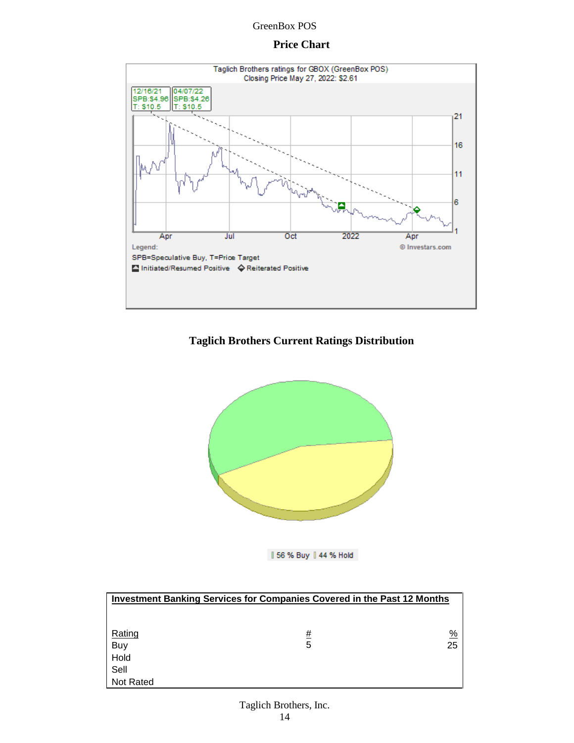## Price Chart

Taglich Brothers ratings for GBOX (GreenBox POS)
Closing Price May 27, 2022: $2.61

12/16/21 SPB:$4.96 T: $10.5

04/07/22 SPB:$4.26 T: $10.5

Legend:
SPB=Speculative Buy, T=Price Target
Initiated/Resumed Positive ◇ Reiterated Positive

© Investars.com

## Taglich Brothers Current Ratings Distribution

56 % Buy | 44 % Hold

| Investment Banking Services for Companies Covered in the Past 12 Months | | |
|---|---|---|
| Rating | # | % |
| Buy | 5 | 25 |
| Hold | | |
| Sell | | |
| Not Rated | | |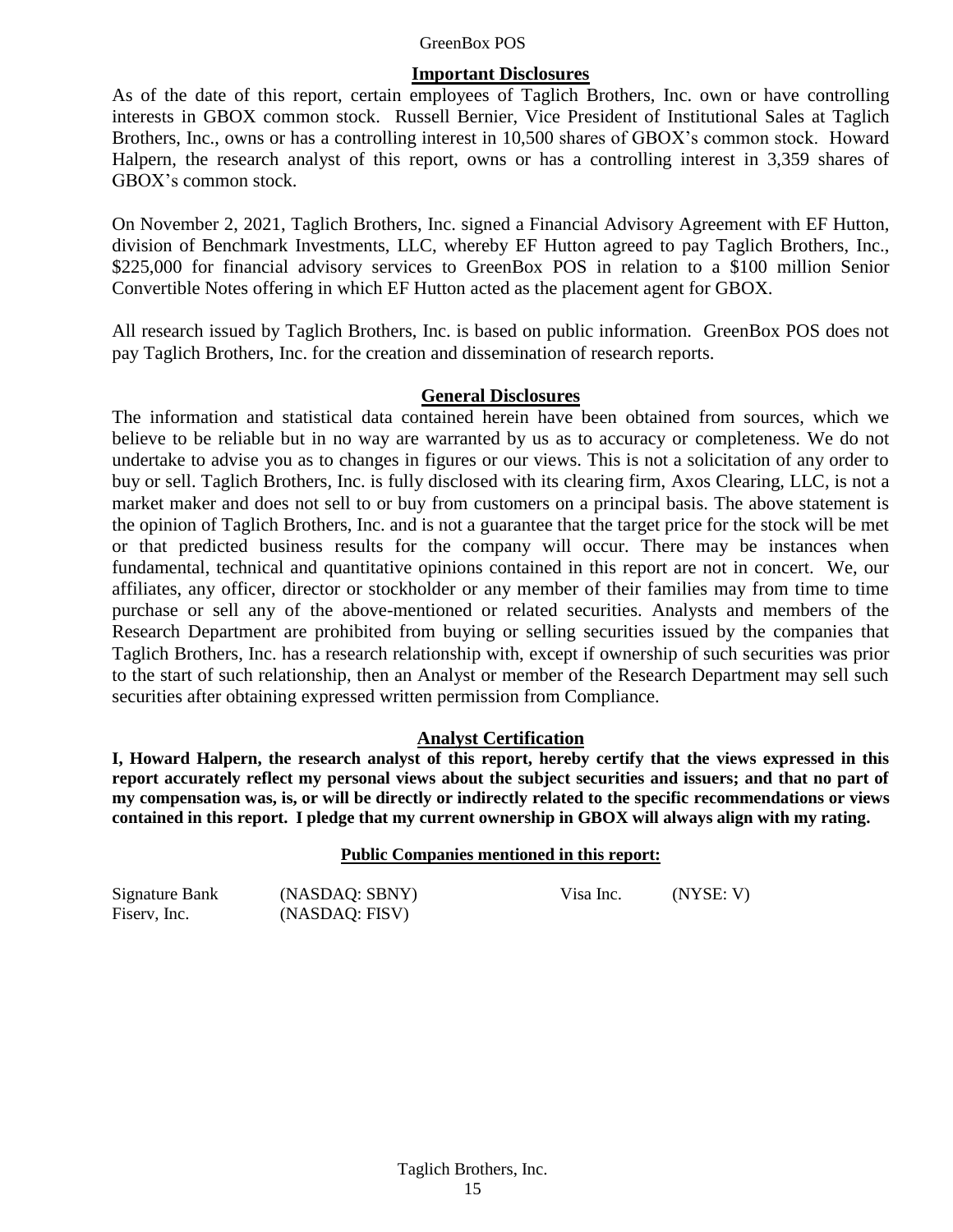## Important Disclosures

As of the date of this report, certain employees of Taglich Brothers, Inc. own or have controlling interests in GBOX common stock. Russell Bernier, Vice President of Institutional Sales at Taglich Brothers, Inc., owns or has a controlling interest in 10,500 shares of GBOX's common stock. Howard Halpern, the research analyst of this report, owns or has a controlling interest in 3,359 shares of GBOX's common stock.

On November 2, 2021, Taglich Brothers, Inc. signed a Financial Advisory Agreement with EF Hutton, division of Benchmark Investments, LLC, whereby EF Hutton agreed to pay Taglich Brothers, Inc., $225,000 for financial advisory services to GreenBox POS in relation to a $100 million Senior Convertible Notes offering in which EF Hutton acted as the placement agent for GBOX.

All research issued by Taglich Brothers, Inc. is based on public information. GreenBox POS does not pay Taglich Brothers, Inc. for the creation and dissemination of research reports.

## General Disclosures

The information and statistical data contained herein have been obtained from sources, which we believe to be reliable but in no way are warranted by us as to accuracy or completeness. We do not undertake to advise you as to changes in figures or our views. This is not a solicitation of any order to buy or sell. Taglich Brothers, Inc. is fully disclosed with its clearing firm, Axos Clearing, LLC, is not a market maker and does not sell to or buy from customers on a principal basis. The above statement is the opinion of Taglich Brothers, Inc. and is not a guarantee that the target price for the stock will be met or that predicted business results for the company will occur. There may be instances when fundamental, technical and quantitative opinions contained in this report are not in concert. We, our affiliates, any officer, director or stockholder or any member of their families may from time to time purchase or sell any of the above-mentioned or related securities. Analysts and members of the Research Department are prohibited from buying or selling securities issued by the companies that Taglich Brothers, Inc. has a research relationship with, except if ownership of such securities was prior to the start of such relationship, then an Analyst or member of the Research Department may sell such securities after obtaining expressed written permission from Compliance.

## Analyst Certification

**I, Howard Halpern, the research analyst of this report, hereby certify that the views expressed in this report accurately reflect my personal views about the subject securities and issuers; and that no part of my compensation was, is, or will be directly or indirectly related to the specific recommendations or views contained in this report. I pledge that my current ownership in GBOX will always align with my rating.**

### Public Companies mentioned in this report:

| | | | |
|---|---|---|---|
| Signature Bank | (NASDAQ: SBNY) | Visa Inc. | (NYSE: V) |
| Fiserv, Inc. | (NASDAQ: FISV) | | |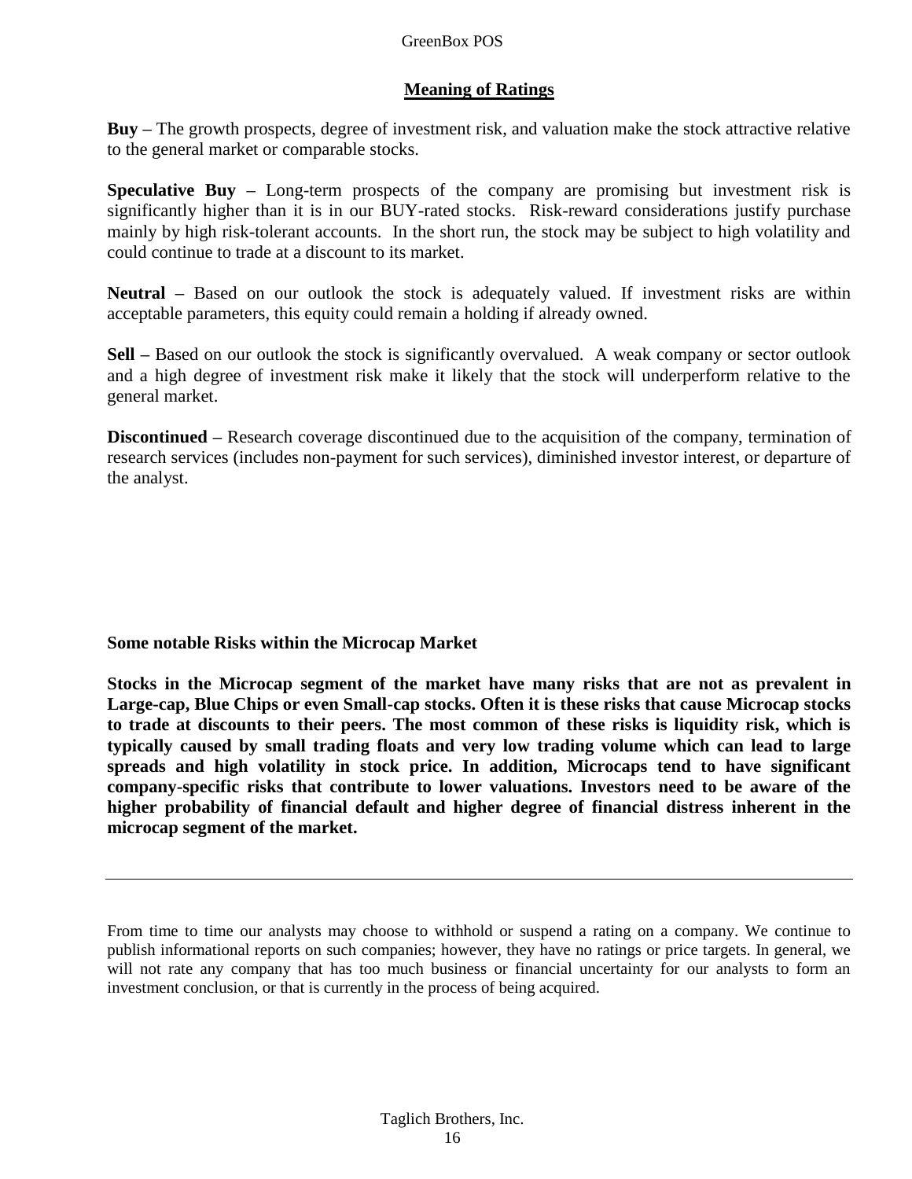## Meaning of Ratings

**Buy –** The growth prospects, degree of investment risk, and valuation make the stock attractive relative to the general market or comparable stocks.

**Speculative Buy –** Long-term prospects of the company are promising but investment risk is significantly higher than it is in our BUY-rated stocks. Risk-reward considerations justify purchase mainly by high risk-tolerant accounts. In the short run, the stock may be subject to high volatility and could continue to trade at a discount to its market.

**Neutral –** Based on our outlook the stock is adequately valued. If investment risks are within acceptable parameters, this equity could remain a holding if already owned.

**Sell –** Based on our outlook the stock is significantly overvalued. A weak company or sector outlook and a high degree of investment risk make it likely that the stock will underperform relative to the general market.

**Discontinued –** Research coverage discontinued due to the acquisition of the company, termination of research services (includes non-payment for such services), diminished investor interest, or departure of the analyst.

**Some notable Risks within the Microcap Market**

**Stocks in the Microcap segment of the market have many risks that are not as prevalent in Large-cap, Blue Chips or even Small-cap stocks. Often it is these risks that cause Microcap stocks to trade at discounts to their peers. The most common of these risks is liquidity risk, which is typically caused by small trading floats and very low trading volume which can lead to large spreads and high volatility in stock price. In addition, Microcaps tend to have significant company-specific risks that contribute to lower valuations. Investors need to be aware of the higher probability of financial default and higher degree of financial distress inherent in the microcap segment of the market.**

---

From time to time our analysts may choose to withhold or suspend a rating on a company. We continue to publish informational reports on such companies; however, they have no ratings or price targets. In general, we will not rate any company that has too much business or financial uncertainty for our analysts to form an investment conclusion, or that is currently in the process of being acquired.